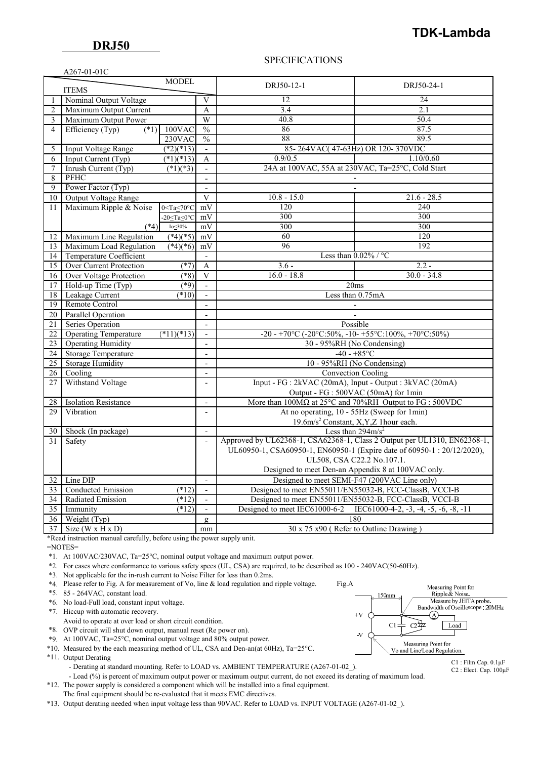# DRJ50

**TDK-Lambda**

## SPECIFICATIONS

A267-01-01C

| | ITEMS / MODEL | | | DRJ50-12-1 | DRJ50-24-1 |
|---|---|---|---|---|---|
| 1 | Nominal Output Voltage | | V | 12 | 24 |
| 2 | Maximum Output Current | | A | 3.4 | 2.1 |
| 3 | Maximum Output Power | | W | 40.8 | 50.4 |
| 4 | Efficiency (Typ) (*1) | 100VAC | % | 86 | 87.5 |
| | | 230VAC | % | 88 | 89.5 |
| 5 | Input Voltage Range (*2)(*13) | | - | 85- 264VAC( 47-63Hz) OR 120- 370VDC | |
| 6 | Input Current (Typ) (*1)(*13) | | A | 0.9/0.5 | 1.10/0.60 |
| 7 | Inrush Current (Typ) (*1)(*3) | | - | 24A at 100VAC, 55A at 230VAC, Ta=25°C, Cold Start | |
| 8 | PFHC | | - | - | |
| 9 | Power Factor (Typ) | | - | - | |
| 10 | Output Voltage Range | | V | 10.8 - 15.0 | 21.6 - 28.5 |
| 11 | Maximum Ripple & Noise | 0<Ta≤70°C | mV | 120 | 240 |
| | | -20≤Ta≤0°C | mV | 300 | 300 |
| | (*4) | Io≤30% | mV | 300 | 300 |
| 12 | Maximum Line Regulation (*4)(*5) | | mV | 60 | 120 |
| 13 | Maximum Load Regulation (*4)(*6) | | mV | 96 | 192 |
| 14 | Temperature Coefficient | | - | Less than 0.02% / °C | |
| 15 | Over Current Protection (*7) | | A | 3.6 - | 2.2 - |
| 16 | Over Voltage Protection (*8) | | V | 16.0 - 18.8 | 30.0 - 34.8 |
| 17 | Hold-up Time (Typ) (*9) | | - | 20ms | |
| 18 | Leakage Current (*10) | | - | Less than 0.75mA | |
| 19 | Remote Control | | - | - | |
| 20 | Parallel Operation | | - | - | |
| 21 | Series Operation | | - | Possible | |
| 22 | Operating Temperature (*11)(*13) | | - | -20 - +70°C (-20°C:50%, -10- +55°C:100%, +70°C:50%) | |
| 23 | Operating Humidity | | - | 30 - 95%RH (No Condensing) | |
| 24 | Storage Temperature | | - | -40 - +85°C | |
| 25 | Storage Humidity | | - | 10 - 95%RH (No Condensing) | |
| 26 | Cooling | | - | Convection Cooling | |
| 27 | Withstand Voltage | | - | Input - FG : 2kVAC (20mA), Input - Output : 3kVAC (20mA) Output - FG : 500VAC (50mA) for 1min | |
| 28 | Isolation Resistance | | - | More than 100MΩ at 25°C and 70%RH Output to FG : 500VDC | |
| 29 | Vibration | | - | At no operating, 10 - 55Hz (Sweep for 1min) 19.6m/s² Constant, X,Y,Z 1hour each. | |
| 30 | Shock (In package) | | - | Less than 294m/s² | |
| 31 | Safety | | - | Approved by UL62368-1, CSA62368-1, Class 2 Output per UL1310, EN62368-1, UL60950-1, CSA60950-1, EN60950-1 (Expire date of 60950-1 : 20/12/2020), UL508, CSA C22.2 No.107.1. Designed to meet Den-an Appendix 8 at 100VAC only. | |
| 32 | Line DIP | | - | Designed to meet SEMI-F47 (200VAC Line only) | |
| 33 | Conducted Emission (*12) | | - | Designed to meet EN55011/EN55032-B, FCC-ClassB, VCCI-B | |
| 34 | Radiated Emission (*12) | | - | Designed to meet EN55011/EN55032-B, FCC-ClassB, VCCI-B | |
| 35 | Immunity (*12) | | - | Designed to meet IEC61000-6-2 IEC61000-4-2, -3, -4, -5, -6, -8, -11 | |
| 36 | Weight (Typ) | | g | 180 | |
| 37 | Size (W x H x D) | | mm | 30 x 75 x90 ( Refer to Outline Drawing ) | |

*Read instruction manual carefully, before using the power supply unit.

=NOTES=

*1. At 100VAC/230VAC, Ta=25°C, nominal output voltage and maximum output power.

*2. For cases where conformance to various safety specs (UL, CSA) are required, to be described as 100 - 240VAC(50-60Hz).

*3. Not applicable for the in-rush current to Noise Filter for less than 0.2ms.

*4. Please refer to Fig. A for measurement of Vo, line & load regulation and ripple voltage.

*5. 85 - 264VAC, constant load.

*6. No load-Full load, constant input voltage.

*7. Hiccup with automatic recovery.
Avoid to operate at over load or short circuit condition.

*8. OVP circuit will shut down output, manual reset (Re power on).

*9. At 100VAC, Ta=25°C, nominal output voltage and 80% output power.

*10. Measured by the each measuring method of UL, CSA and Den-an(at 60Hz), Ta=25°C.

*11. Output Derating
- Derating at standard mounting. Refer to LOAD vs. AMBIENT TEMPERATURE (A267-01-02_).
- Load (%) is percent of maximum output power or maximum output current, do not exceed its derating of maximum load.

*12. The power supply is considered a component which will be installed into a final equipment.
The final equipment should be re-evaluated that it meets EMC directives.

*13. Output derating needed when input voltage less than 90VAC. Refer to LOAD vs. INPUT VOLTAGE (A267-01-02_).

Fig.A

Measuring Point for Ripple & Noise. Measure by JEITA probe. Bandwidth of Oscilloscope : 20MHz

150mm, +V, -V, C1, C2, A, Load

Measuring Point for Vo and Line/Load Regulation.

C1 : Film Cap. 0.1μF
C2 : Elect. Cap. 100μF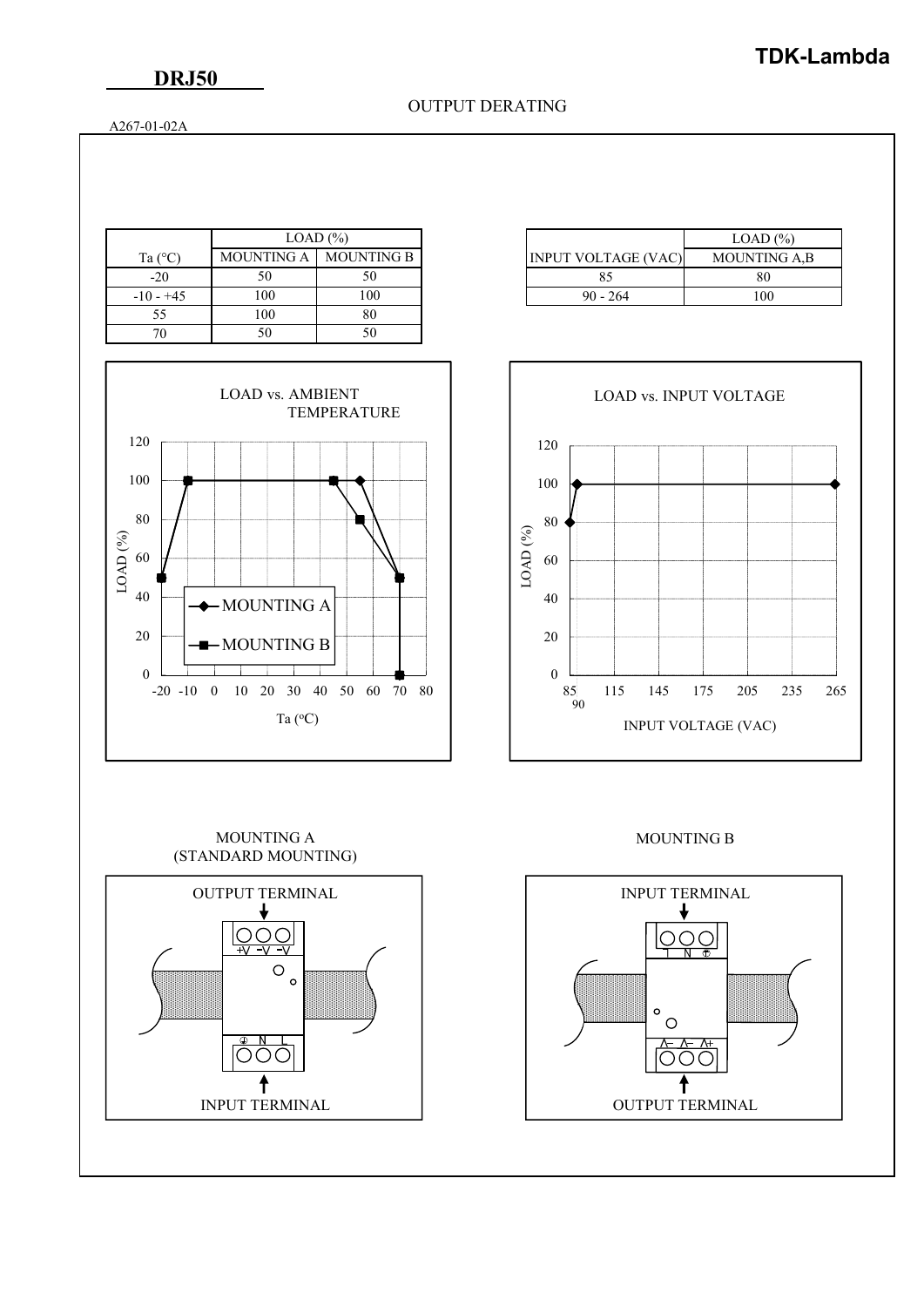# DRJ50

## OUTPUT DERATING

A267-01-02A

| Ta (°C) | LOAD (%) MOUNTING A | LOAD (%) MOUNTING B |
|---|---|---|
| -20 | 50 | 50 |
| -10 - +45 | 100 | 100 |
| 55 | 100 | 80 |
| 70 | 50 | 50 |

| INPUT VOLTAGE (VAC) | LOAD (%) MOUNTING A,B |
|---|---|
| 85 | 80 |
| 90 - 264 | 100 |

LOAD vs. AMBIENT TEMPERATURE

LOAD (%)

120
100
80
60
40
20
0

-20 -10 0 10 20 30 40 50 60 70 80

Ta (°C)

MOUNTING A

MOUNTING B

LOAD vs. INPUT VOLTAGE

LOAD (%)

120
100
80
60
40
20
0

85 90 115 145 175 205 235 265

INPUT VOLTAGE (VAC)

MOUNTING A
(STANDARD MOUNTING)

OUTPUT TERMINAL

+V -V -V

N L

INPUT TERMINAL

MOUNTING B

INPUT TERMINAL

L N

-V -V +V

OUTPUT TERMINAL